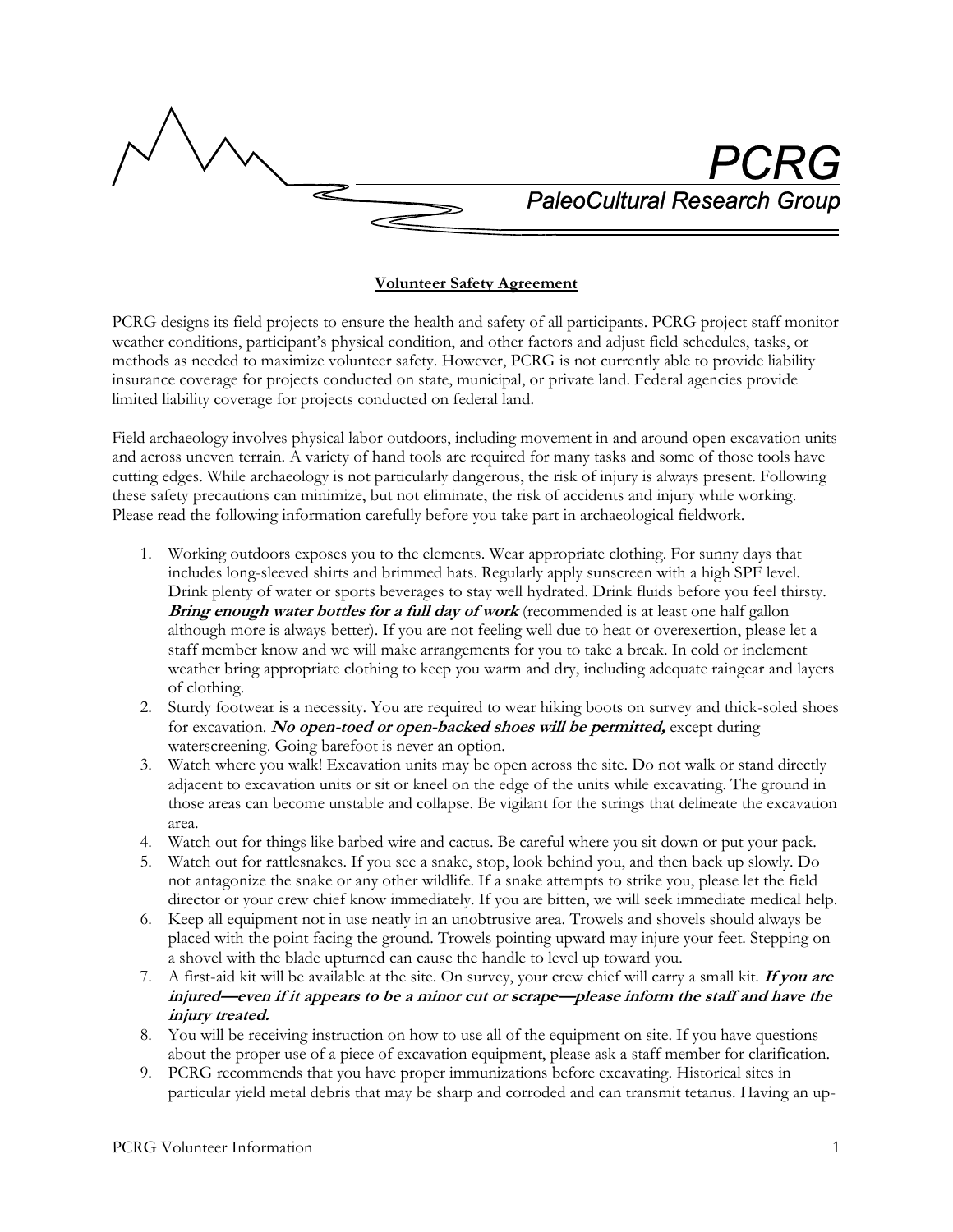PCRG

PaleoCultural Research Group

## Volunteer Safety Agreement

PCRG designs its field projects to ensure the health and safety of all participants. PCRG project staff monitor weather conditions, participant's physical condition, and other factors and adjust field schedules, tasks, or methods as needed to maximize volunteer safety. However, PCRG is not currently able to provide liability insurance coverage for projects conducted on state, municipal, or private land. Federal agencies provide limited liability coverage for projects conducted on federal land.

Field archaeology involves physical labor outdoors, including movement in and around open excavation units and across uneven terrain. A variety of hand tools are required for many tasks and some of those tools have cutting edges. While archaeology is not particularly dangerous, the risk of injury is always present. Following these safety precautions can minimize, but not eliminate, the risk of accidents and injury while working. Please read the following information carefully before you take part in archaeological fieldwork.

1. Working outdoors exposes you to the elements. Wear appropriate clothing. For sunny days that includes long-sleeved shirts and brimmed hats. Regularly apply sunscreen with a high SPF level. Drink plenty of water or sports beverages to stay well hydrated. Drink fluids before you feel thirsty. ***Bring enough water bottles for a full day of work*** (recommended is at least one half gallon although more is always better). If you are not feeling well due to heat or overexertion, please let a staff member know and we will make arrangements for you to take a break. In cold or inclement weather bring appropriate clothing to keep you warm and dry, including adequate raingear and layers of clothing.
2. Sturdy footwear is a necessity. You are required to wear hiking boots on survey and thick-soled shoes for excavation. ***No open-toed or open-backed shoes will be permitted,*** except during waterscreening. Going barefoot is never an option.
3. Watch where you walk! Excavation units may be open across the site. Do not walk or stand directly adjacent to excavation units or sit or kneel on the edge of the units while excavating. The ground in those areas can become unstable and collapse. Be vigilant for the strings that delineate the excavation area.
4. Watch out for things like barbed wire and cactus. Be careful where you sit down or put your pack.
5. Watch out for rattlesnakes. If you see a snake, stop, look behind you, and then back up slowly. Do not antagonize the snake or any other wildlife. If a snake attempts to strike you, please let the field director or your crew chief know immediately. If you are bitten, we will seek immediate medical help.
6. Keep all equipment not in use neatly in an unobtrusive area. Trowels and shovels should always be placed with the point facing the ground. Trowels pointing upward may injure your feet. Stepping on a shovel with the blade upturned can cause the handle to level up toward you.
7. A first-aid kit will be available at the site. On survey, your crew chief will carry a small kit. ***If you are injured—even if it appears to be a minor cut or scrape—please inform the staff and have the injury treated.***
8. You will be receiving instruction on how to use all of the equipment on site. If you have questions about the proper use of a piece of excavation equipment, please ask a staff member for clarification.
9. PCRG recommends that you have proper immunizations before excavating. Historical sites in particular yield metal debris that may be sharp and corroded and can transmit tetanus. Having an up-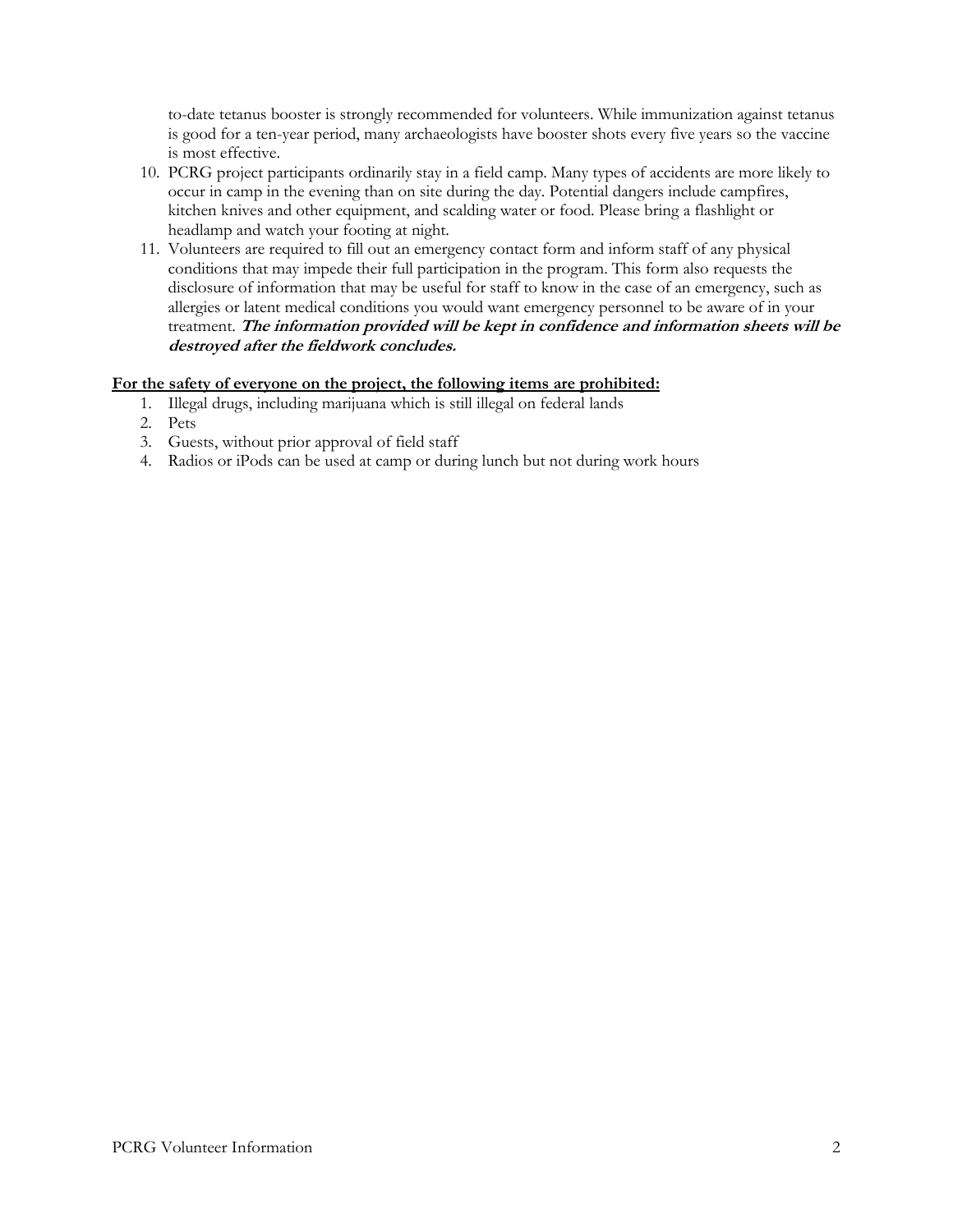to-date tetanus booster is strongly recommended for volunteers. While immunization against tetanus is good for a ten-year period, many archaeologists have booster shots every five years so the vaccine is most effective.

10. PCRG project participants ordinarily stay in a field camp. Many types of accidents are more likely to occur in camp in the evening than on site during the day. Potential dangers include campfires, kitchen knives and other equipment, and scalding water or food. Please bring a flashlight or headlamp and watch your footing at night.
11. Volunteers are required to fill out an emergency contact form and inform staff of any physical conditions that may impede their full participation in the program. This form also requests the disclosure of information that may be useful for staff to know in the case of an emergency, such as allergies or latent medical conditions you would want emergency personnel to be aware of in your treatment. ***The information provided will be kept in confidence and information sheets will be destroyed after the fieldwork concludes.***

**For the safety of everyone on the project, the following items are prohibited:**

1. Illegal drugs, including marijuana which is still illegal on federal lands
2. Pets
3. Guests, without prior approval of field staff
4. Radios or iPods can be used at camp or during lunch but not during work hours